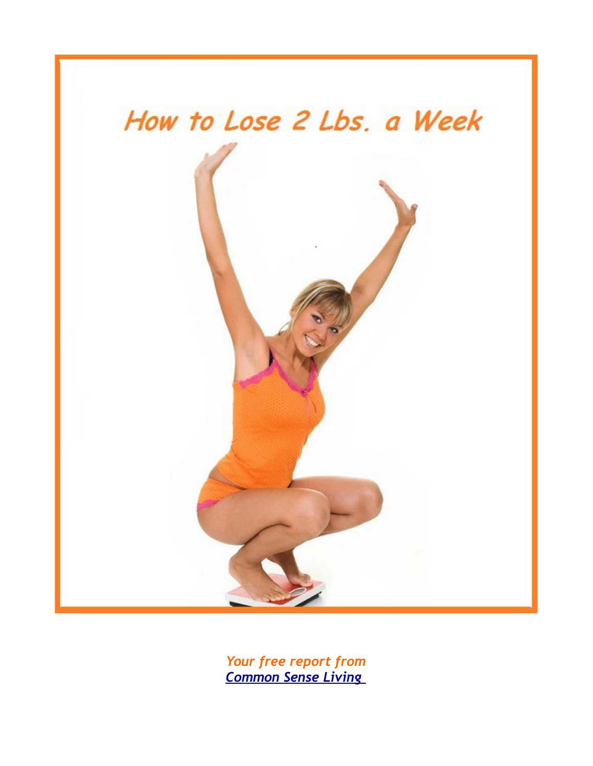# How to Lose 2 Lbs. a Week

*Your free report from*
***Common Sense Living***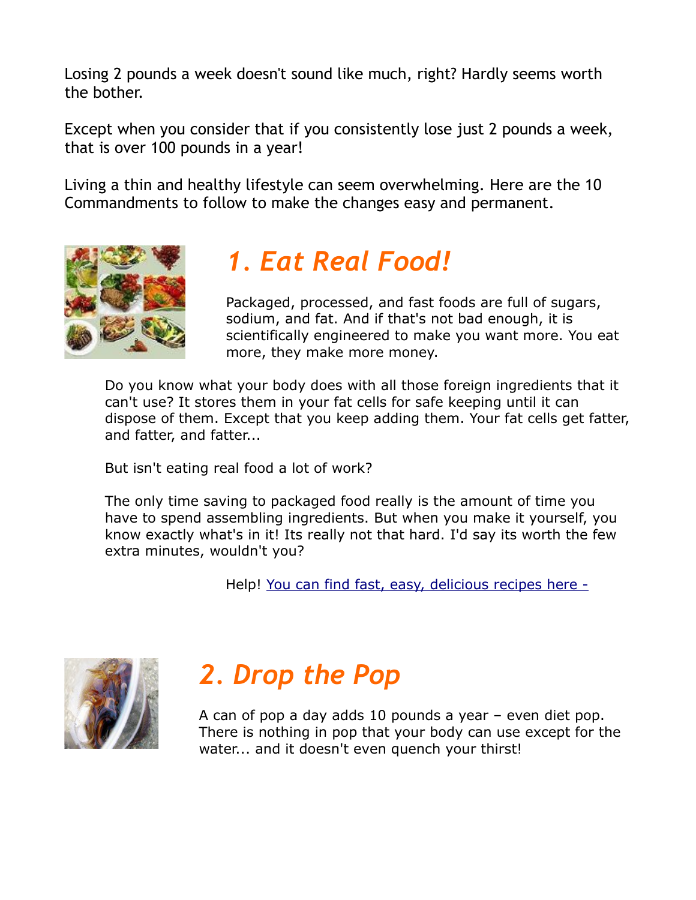Losing 2 pounds a week doesn't sound like much, right? Hardly seems worth the bother.

Except when you consider that if you consistently lose just 2 pounds a week, that is over 100 pounds in a year!

Living a thin and healthy lifestyle can seem overwhelming. Here are the 10 Commandments to follow to make the changes easy and permanent.

## *1. Eat Real Food!*

Packaged, processed, and fast foods are full of sugars, sodium, and fat. And if that's not bad enough, it is scientifically engineered to make you want more. You eat more, they make more money.

Do you know what your body does with all those foreign ingredients that it can't use? It stores them in your fat cells for safe keeping until it can dispose of them. Except that you keep adding them. Your fat cells get fatter, and fatter, and fatter...

But isn't eating real food a lot of work?

The only time saving to packaged food really is the amount of time you have to spend assembling ingredients. But when you make it yourself, you know exactly what's in it! Its really not that hard. I'd say its worth the few extra minutes, wouldn't you?

Help! You can find fast, easy, delicious recipes here -

## *2. Drop the Pop*

A can of pop a day adds 10 pounds a year – even diet pop. There is nothing in pop that your body can use except for the water... and it doesn't even quench your thirst!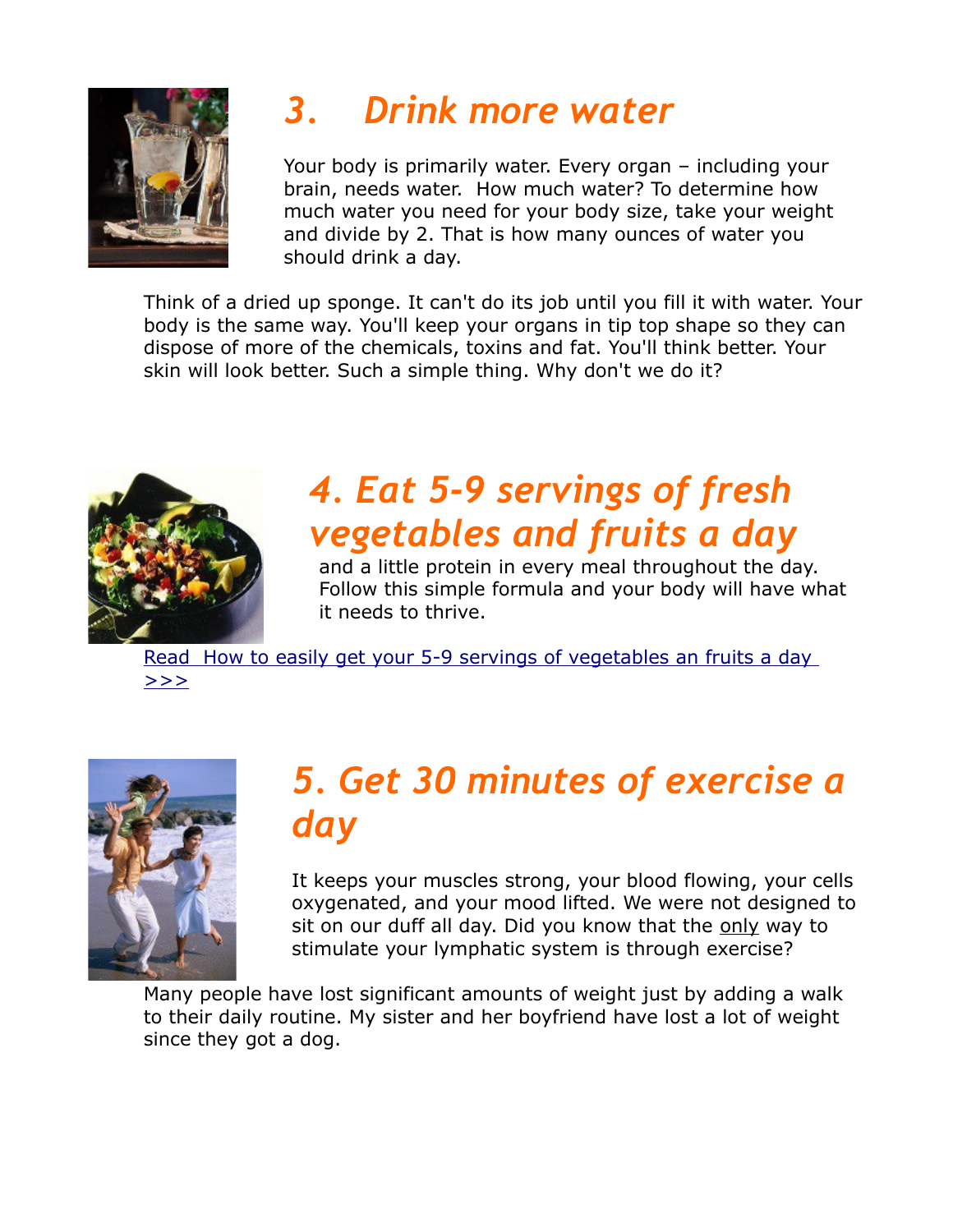## 3. Drink more water

Your body is primarily water. Every organ – including your brain, needs water. How much water? To determine how much water you need for your body size, take your weight and divide by 2. That is how many ounces of water you should drink a day.

Think of a dried up sponge. It can't do its job until you fill it with water. Your body is the same way. You'll keep your organs in tip top shape so they can dispose of more of the chemicals, toxins and fat. You'll think better. Your skin will look better. Such a simple thing. Why don't we do it?

## 4. Eat 5-9 servings of fresh vegetables and fruits a day

and a little protein in every meal throughout the day. Follow this simple formula and your body will have what it needs to thrive.

Read How to easily get your 5-9 servings of vegetables an fruits a day >>>

## 5. Get 30 minutes of exercise a day

It keeps your muscles strong, your blood flowing, your cells oxygenated, and your mood lifted. We were not designed to sit on our duff all day. Did you know that the only way to stimulate your lymphatic system is through exercise?

Many people have lost significant amounts of weight just by adding a walk to their daily routine. My sister and her boyfriend have lost a lot of weight since they got a dog.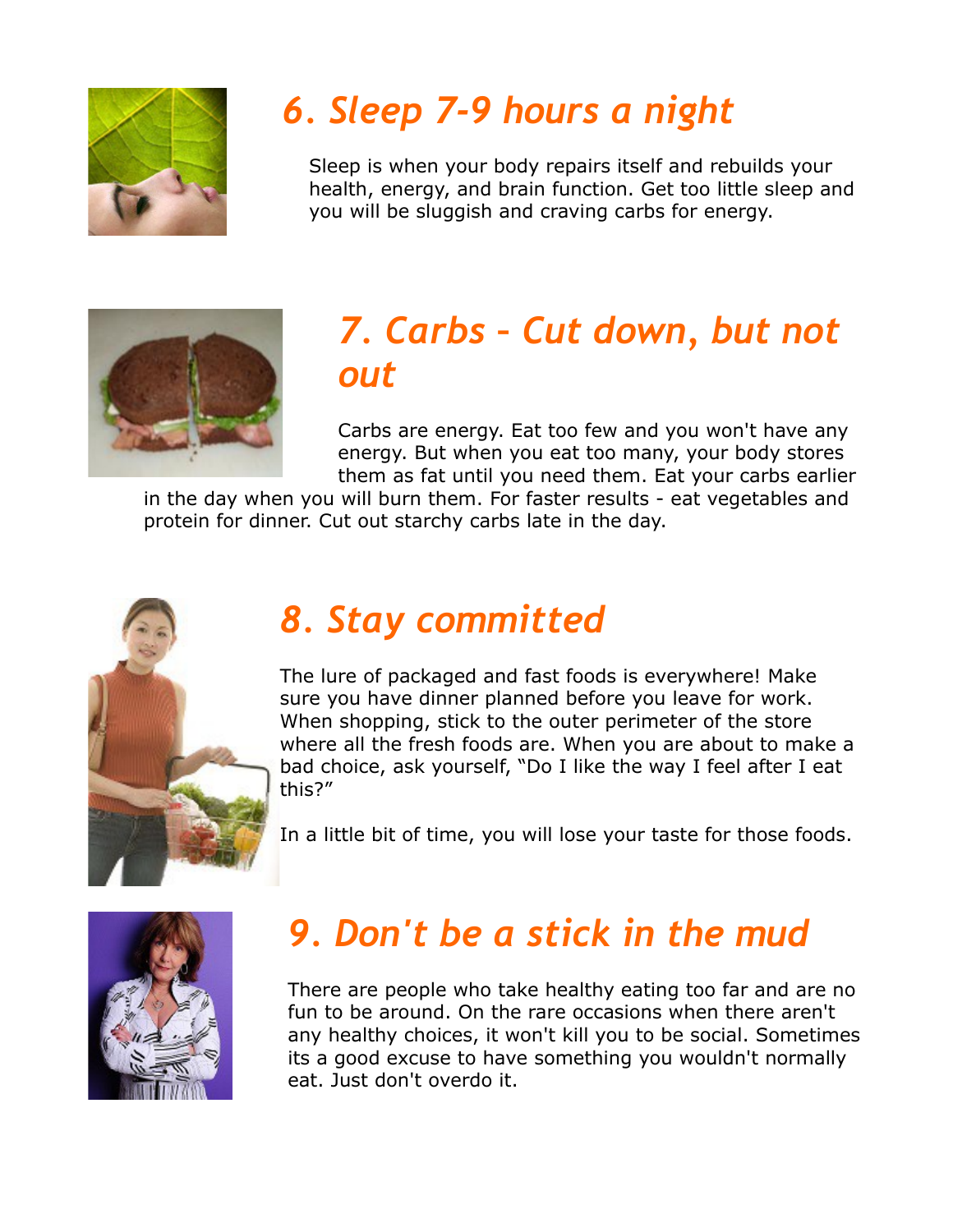## *6. Sleep 7-9 hours a night*

Sleep is when your body repairs itself and rebuilds your health, energy, and brain function. Get too little sleep and you will be sluggish and craving carbs for energy.

## *7. Carbs – Cut down, but not out*

Carbs are energy. Eat too few and you won't have any energy. But when you eat too many, your body stores them as fat until you need them. Eat your carbs earlier in the day when you will burn them. For faster results - eat vegetables and protein for dinner. Cut out starchy carbs late in the day.

## *8. Stay committed*

The lure of packaged and fast foods is everywhere! Make sure you have dinner planned before you leave for work. When shopping, stick to the outer perimeter of the store where all the fresh foods are. When you are about to make a bad choice, ask yourself, “Do I like the way I feel after I eat this?”

In a little bit of time, you will lose your taste for those foods.

## *9. Don't be a stick in the mud*

There are people who take healthy eating too far and are no fun to be around. On the rare occasions when there aren't any healthy choices, it won't kill you to be social. Sometimes its a good excuse to have something you wouldn't normally eat. Just don't overdo it.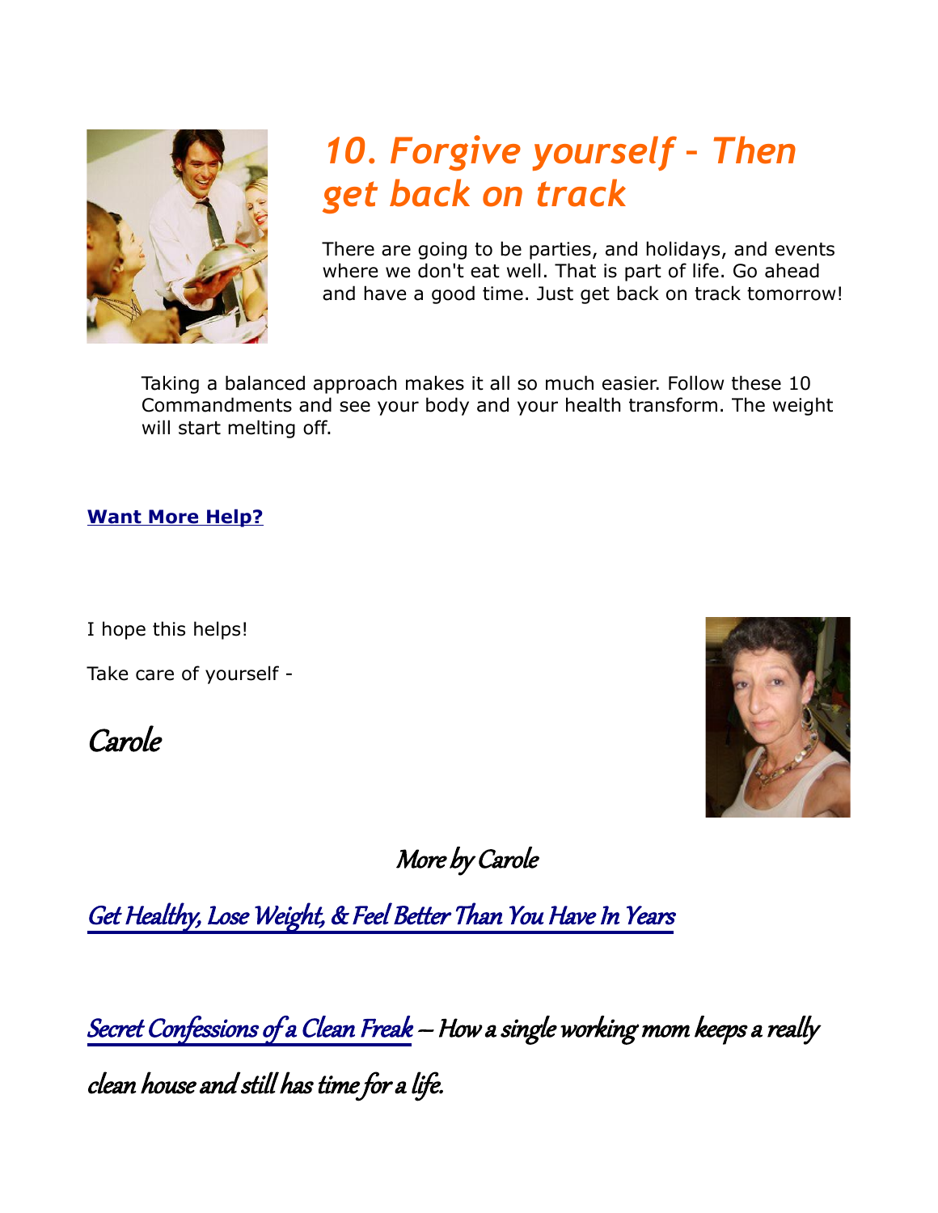## *10. Forgive yourself - Then get back on track*

There are going to be parties, and holidays, and events where we don't eat well. That is part of life. Go ahead and have a good time. Just get back on track tomorrow!

Taking a balanced approach makes it all so much easier. Follow these 10 Commandments and see your body and your health transform. The weight will start melting off.

**Want More Help?**

I hope this helps!

Take care of yourself -

*Carole*

*More by Carole*

*Get Healthy, Lose Weight, & Feel Better Than You Have In Years*

*Secret Confessions of a Clean Freak – How a single working mom keeps a really clean house and still has time for a life.*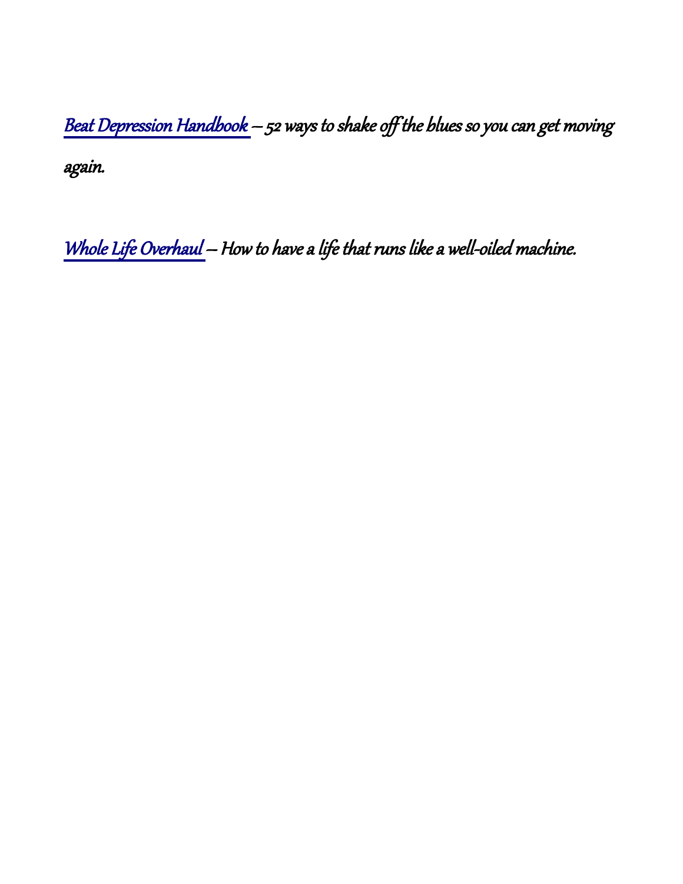*[Beat Depression Handbook]* *– 52 ways to shake off the blues so you can get moving again.*

*[Whole Life Overhaul]* *– How to have a life that runs like a well-oiled machine.*